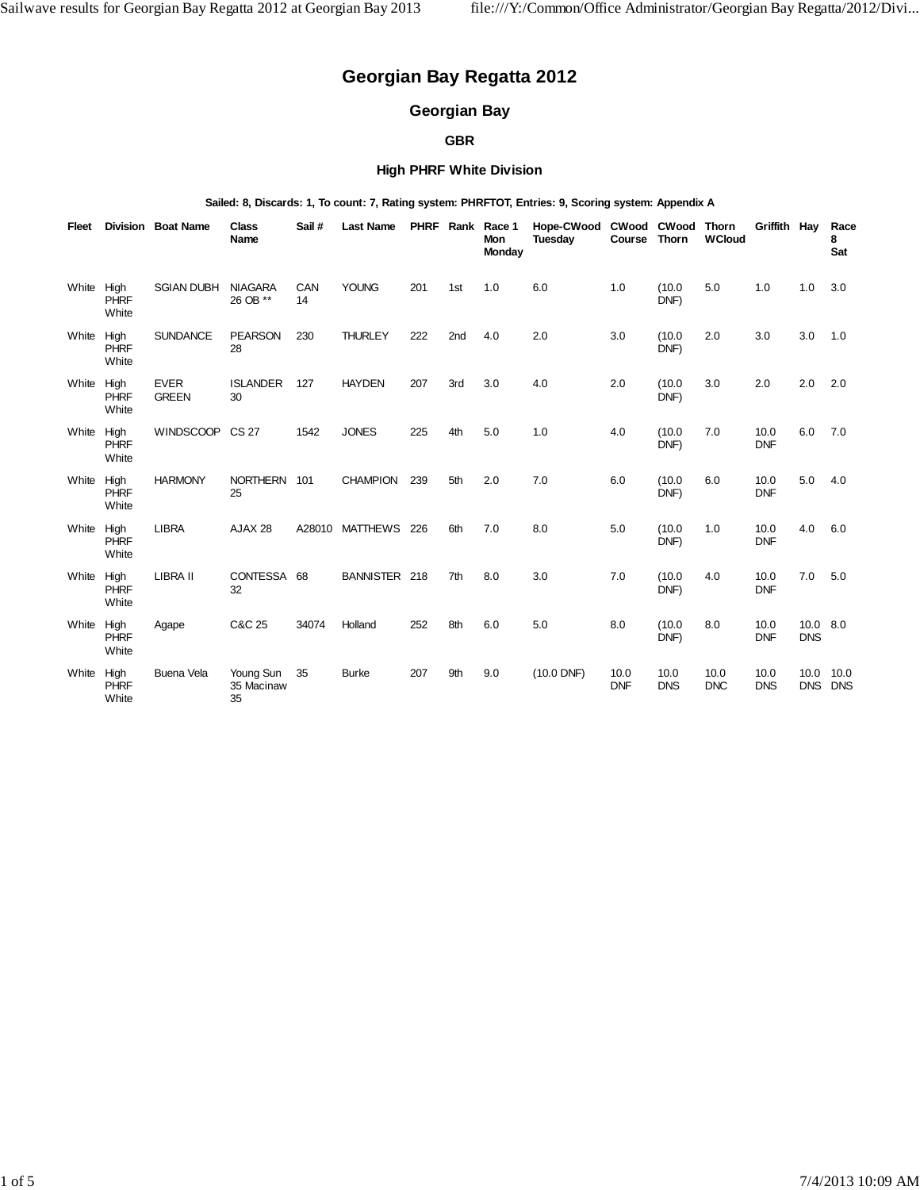# Georgian Bay Regatta 2012

## Georgian Bay

### GBR

### High PHRF White Division

**Sailed: 8, Discards: 1, To count: 7, Rating system: PHRFTOT, Entries: 9, Scoring system: Appendix A**

| Fleet | Division | Boat Name | Class Name | Sail # | Last Name | PHRF | Rank | Race 1 Mon Monday | Hope-CWood Tuesday | CWood Course | CWood Thorn | Thorn WCloud | Griffith | Hay | Race 8 Sat |
|---|---|---|---|---|---|---|---|---|---|---|---|---|---|---|---|
| White | High PHRF White | SGIAN DUBH | NIAGARA 26 OB ** | CAN 14 | YOUNG | 201 | 1st | 1.0 | 6.0 | 1.0 | (10.0 DNF) | 5.0 | 1.0 | 1.0 | 3.0 |
| White | High PHRF White | SUNDANCE | PEARSON 28 | 230 | THURLEY | 222 | 2nd | 4.0 | 2.0 | 3.0 | (10.0 DNF) | 2.0 | 3.0 | 3.0 | 1.0 |
| White | High PHRF White | EVER GREEN | ISLANDER 30 | 127 | HAYDEN | 207 | 3rd | 3.0 | 4.0 | 2.0 | (10.0 DNF) | 3.0 | 2.0 | 2.0 | 2.0 |
| White | High PHRF White | WINDSCOOP | CS 27 | 1542 | JONES | 225 | 4th | 5.0 | 1.0 | 4.0 | (10.0 DNF) | 7.0 | 10.0 DNF | 6.0 | 7.0 |
| White | High PHRF White | HARMONY | NORTHERN 25 | 101 | CHAMPION | 239 | 5th | 2.0 | 7.0 | 6.0 | (10.0 DNF) | 6.0 | 10.0 DNF | 5.0 | 4.0 |
| White | High PHRF White | LIBRA | AJAX 28 | A28010 | MATTHEWS | 226 | 6th | 7.0 | 8.0 | 5.0 | (10.0 DNF) | 1.0 | 10.0 DNF | 4.0 | 6.0 |
| White | High PHRF White | LIBRA II | CONTESSA 32 | 68 | BANNISTER | 218 | 7th | 8.0 | 3.0 | 7.0 | (10.0 DNF) | 4.0 | 10.0 DNF | 7.0 | 5.0 |
| White | High PHRF White | Agape | C&C 25 | 34074 | Holland | 252 | 8th | 6.0 | 5.0 | 8.0 | (10.0 DNF) | 8.0 | 10.0 DNF | 10.0 DNS | 8.0 |
| White | High PHRF White | Buena Vela | Young Sun 35 Macinaw 35 | 35 | Burke | 207 | 9th | 9.0 | (10.0 DNF) | 10.0 DNF | 10.0 DNS | 10.0 DNC | 10.0 DNS | 10.0 DNS | 10.0 DNS |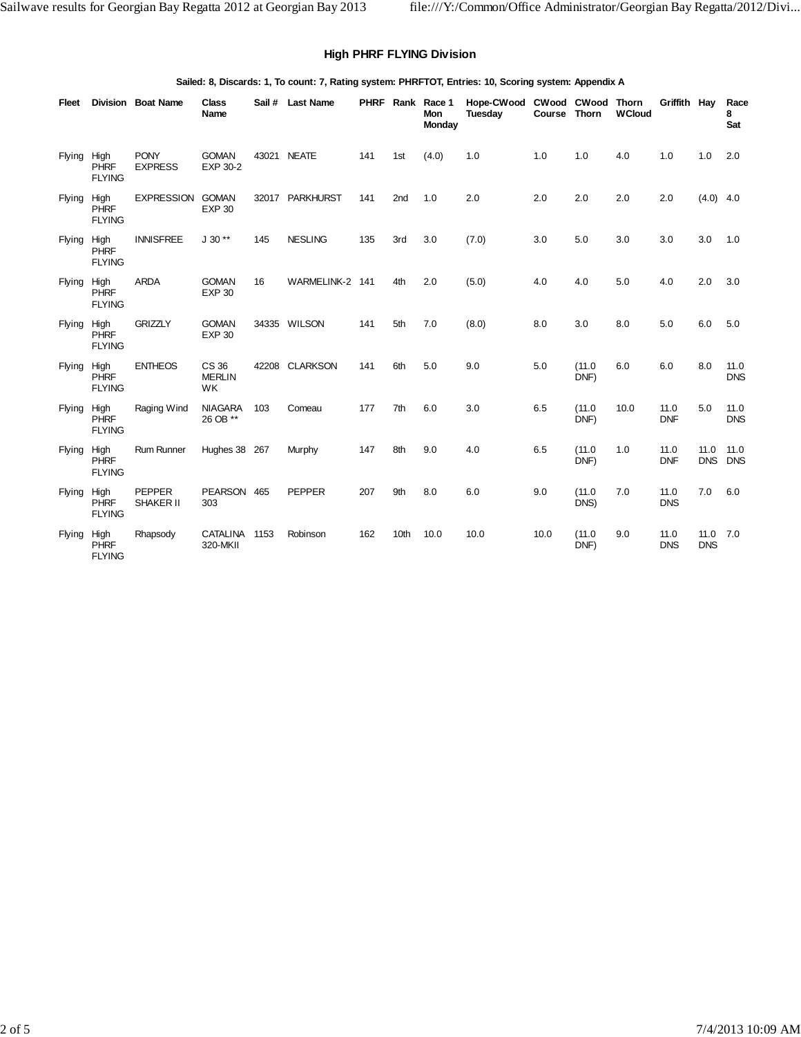### High PHRF FLYING Division

**Sailed: 8, Discards: 1, To count: 7, Rating system: PHRFTOT, Entries: 10, Scoring system: Appendix A**

| Fleet | Division | Boat Name | Class Name | Sail # | Last Name | PHRF | Rank | Race 1 Mon Monday | Hope-CWood Tuesday | CWood Course | CWood Thorn | Thorn WCloud | Griffith | Hay | Race 8 Sat |
|---|---|---|---|---|---|---|---|---|---|---|---|---|---|---|---|
| Flying | High PHRF FLYING | PONY EXPRESS | GOMAN EXP 30-2 | 43021 | NEATE | 141 | 1st | (4.0) | 1.0 | 1.0 | 1.0 | 4.0 | 1.0 | 1.0 | 2.0 |
| Flying | High PHRF FLYING | EXPRESSION | GOMAN EXP 30 | 32017 | PARKHURST | 141 | 2nd | 1.0 | 2.0 | 2.0 | 2.0 | 2.0 | 2.0 | (4.0) | 4.0 |
| Flying | High PHRF FLYING | INNISFREE | J 30 ** | 145 | NESLING | 135 | 3rd | 3.0 | (7.0) | 3.0 | 5.0 | 3.0 | 3.0 | 3.0 | 1.0 |
| Flying | High PHRF FLYING | ARDA | GOMAN EXP 30 | 16 | WARMELINK-2 | 141 | 4th | 2.0 | (5.0) | 4.0 | 4.0 | 5.0 | 4.0 | 2.0 | 3.0 |
| Flying | High PHRF FLYING | GRIZZLY | GOMAN EXP 30 | 34335 | WILSON | 141 | 5th | 7.0 | (8.0) | 8.0 | 3.0 | 8.0 | 5.0 | 6.0 | 5.0 |
| Flying | High PHRF FLYING | ENTHEOS | CS 36 MERLIN WK | 42208 | CLARKSON | 141 | 6th | 5.0 | 9.0 | 5.0 | (11.0 DNF) | 6.0 | 6.0 | 8.0 | 11.0 DNS |
| Flying | High PHRF FLYING | Raging Wind | NIAGARA 26 OB ** | 103 | Comeau | 177 | 7th | 6.0 | 3.0 | 6.5 | (11.0 DNF) | 10.0 | 11.0 DNF | 5.0 | 11.0 DNS |
| Flying | High PHRF FLYING | Rum Runner | Hughes 38 | 267 | Murphy | 147 | 8th | 9.0 | 4.0 | 6.5 | (11.0 DNF) | 1.0 | 11.0 DNF | 11.0 DNS | 11.0 DNS |
| Flying | High PHRF FLYING | PEPPER SHAKER II | PEARSON 303 | 465 | PEPPER | 207 | 9th | 8.0 | 6.0 | 9.0 | (11.0 DNS) | 7.0 | 11.0 DNS | 7.0 | 6.0 |
| Flying | High PHRF FLYING | Rhapsody | CATALINA 320-MKII | 1153 | Robinson | 162 | 10th | 10.0 | 10.0 | 10.0 | (11.0 DNF) | 9.0 | 11.0 DNS | 11.0 DNS | 7.0 |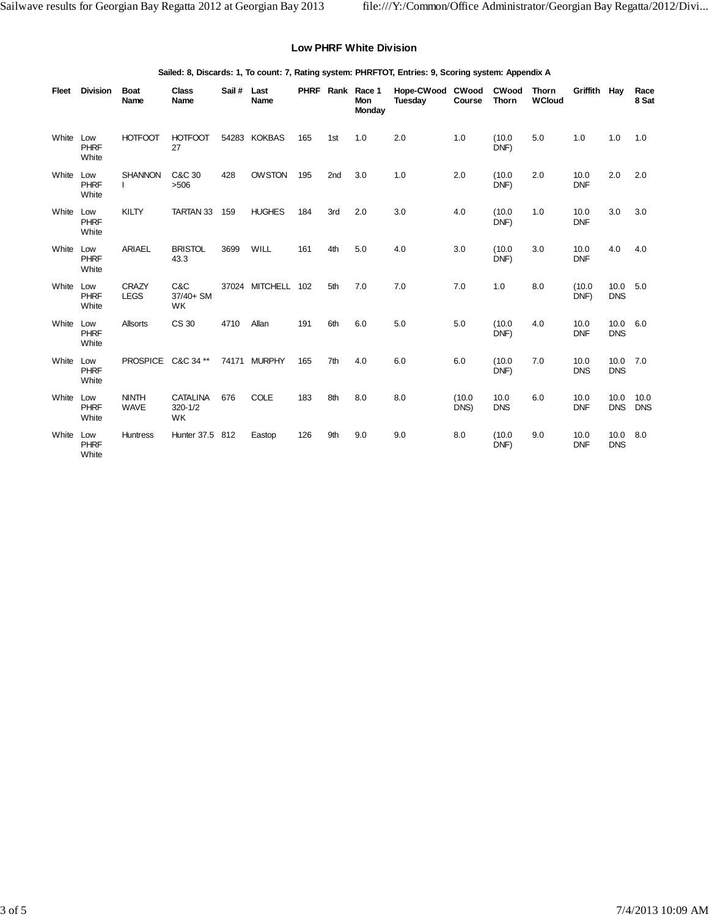## Low PHRF White Division

**Sailed: 8, Discards: 1, To count: 7, Rating system: PHRFTOT, Entries: 9, Scoring system: Appendix A**

| Fleet | Division | Boat Name | Class Name | Sail # | Last Name | PHRF | Rank | Race 1 Mon Monday | Hope-CWood Tuesday | CWood Course | CWood Thorn | Thorn WCloud | Griffith | Hay | Race 8 Sat |
|---|---|---|---|---|---|---|---|---|---|---|---|---|---|---|---|
| White | Low PHRF White | HOTFOOT | HOTFOOT 27 | 54283 | KOKBAS | 165 | 1st | 1.0 | 2.0 | 1.0 | (10.0 DNF) | 5.0 | 1.0 | 1.0 | 1.0 |
| White | Low PHRF White | SHANNON I | C&C 30 >506 | 428 | OWSTON | 195 | 2nd | 3.0 | 1.0 | 2.0 | (10.0 DNF) | 2.0 | 10.0 DNF | 2.0 | 2.0 |
| White | Low PHRF White | KILTY | TARTAN 33 | 159 | HUGHES | 184 | 3rd | 2.0 | 3.0 | 4.0 | (10.0 DNF) | 1.0 | 10.0 DNF | 3.0 | 3.0 |
| White | Low PHRF White | ARIAEL | BRISTOL 43.3 | 3699 | WILL | 161 | 4th | 5.0 | 4.0 | 3.0 | (10.0 DNF) | 3.0 | 10.0 DNF | 4.0 | 4.0 |
| White | Low PHRF White | CRAZY LEGS | C&C 37/40+ SM WK | 37024 | MITCHELL | 102 | 5th | 7.0 | 7.0 | 7.0 | 1.0 | 8.0 | (10.0 DNF) | 10.0 DNS | 5.0 |
| White | Low PHRF White | Allsorts | CS 30 | 4710 | Allan | 191 | 6th | 6.0 | 5.0 | 5.0 | (10.0 DNF) | 4.0 | 10.0 DNF | 10.0 DNS | 6.0 |
| White | Low PHRF White | PROSPICE | C&C 34 ** | 74171 | MURPHY | 165 | 7th | 4.0 | 6.0 | 6.0 | (10.0 DNF) | 7.0 | 10.0 DNS | 10.0 DNS | 7.0 |
| White | Low PHRF White | NINTH WAVE | CATALINA 320-1/2 WK | 676 | COLE | 183 | 8th | 8.0 | 8.0 | (10.0 DNS) | 10.0 DNS | 6.0 | 10.0 DNF | 10.0 DNS | 10.0 DNS |
| White | Low PHRF White | Huntress | Hunter 37.5 | 812 | Eastop | 126 | 9th | 9.0 | 9.0 | 8.0 | (10.0 DNF) | 9.0 | 10.0 DNF | 10.0 DNS | 8.0 |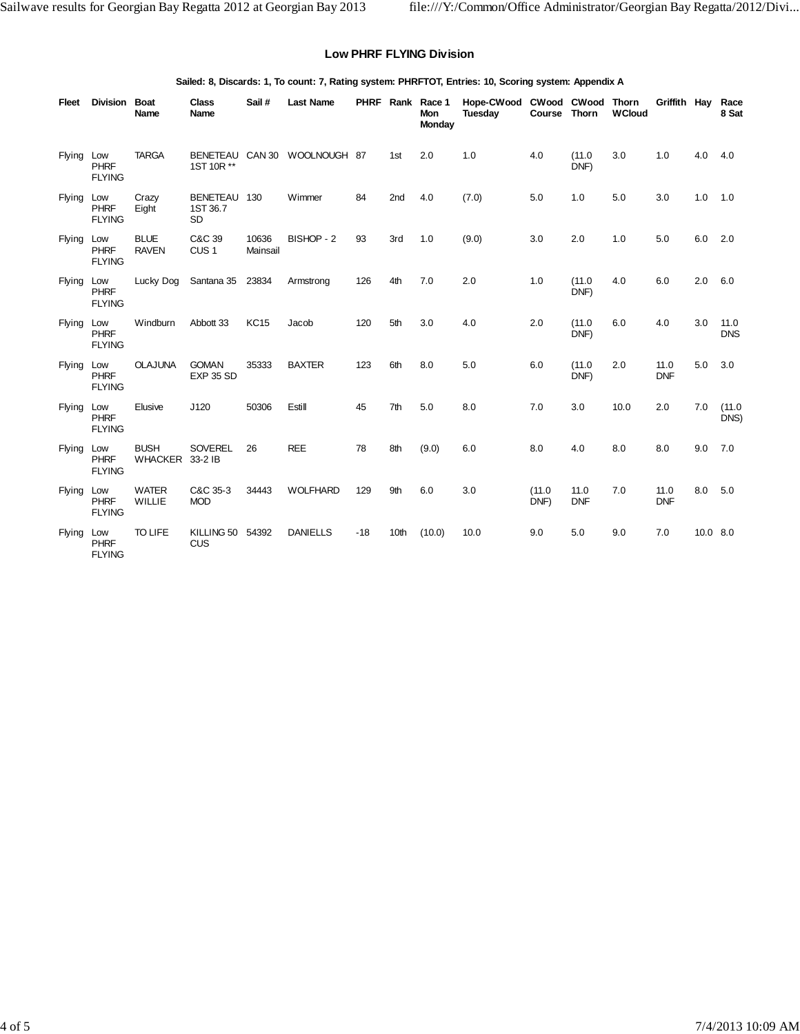## Low PHRF FLYING Division

**Sailed: 8, Discards: 1, To count: 7, Rating system: PHRFTOT, Entries: 10, Scoring system: Appendix A**

| Fleet | Division | Boat Name | Class Name | Sail # | Last Name | PHRF | Rank | Race 1 Mon Monday | Hope-CWood Tuesday | CWood Course | CWood Thorn | Thorn WCloud | Griffith | Hay | Race 8 Sat |
|---|---|---|---|---|---|---|---|---|---|---|---|---|---|---|---|
| Flying | Low PHRF FLYING | TARGA | BENETEAU 1ST 10R ** | CAN 30 | WOOLNOUGH | 87 | 1st | 2.0 | 1.0 | 4.0 | (11.0 DNF) | 3.0 | 1.0 | 4.0 | 4.0 |
| Flying | Low PHRF FLYING | Crazy Eight | BENETEAU 1ST 36.7 SD | 130 | Wimmer | 84 | 2nd | 4.0 | (7.0) | 5.0 | 1.0 | 5.0 | 3.0 | 1.0 | 1.0 |
| Flying | Low PHRF FLYING | BLUE RAVEN | C&C 39 CUS 1 | 10636 Mainsail | BISHOP - 2 | 93 | 3rd | 1.0 | (9.0) | 3.0 | 2.0 | 1.0 | 5.0 | 6.0 | 2.0 |
| Flying | Low PHRF FLYING | Lucky Dog | Santana 35 | 23834 | Armstrong | 126 | 4th | 7.0 | 2.0 | 1.0 | (11.0 DNF) | 4.0 | 6.0 | 2.0 | 6.0 |
| Flying | Low PHRF FLYING | Windburn | Abbott 33 | KC15 | Jacob | 120 | 5th | 3.0 | 4.0 | 2.0 | (11.0 DNF) | 6.0 | 4.0 | 3.0 | 11.0 DNS |
| Flying | Low PHRF FLYING | OLAJUNA | GOMAN EXP 35 SD | 35333 | BAXTER | 123 | 6th | 8.0 | 5.0 | 6.0 | (11.0 DNF) | 2.0 | 11.0 DNF | 5.0 | 3.0 |
| Flying | Low PHRF FLYING | Elusive | J120 | 50306 | Estill | 45 | 7th | 5.0 | 8.0 | 7.0 | 3.0 | 10.0 | 2.0 | 7.0 | (11.0 DNS) |
| Flying | Low PHRF FLYING | BUSH WHACKER | SOVEREL 33-2 IB | 26 | REE | 78 | 8th | (9.0) | 6.0 | 8.0 | 4.0 | 8.0 | 8.0 | 9.0 | 7.0 |
| Flying | Low PHRF FLYING | WATER WILLIE | C&C 35-3 MOD | 34443 | WOLFHARD | 129 | 9th | 6.0 | 3.0 | (11.0 DNF) | 11.0 DNF | 7.0 | 11.0 DNF | 8.0 | 5.0 |
| Flying | Low PHRF FLYING | TO LIFE | KILLING 50 CUS | 54392 | DANIELLS | -18 | 10th | (10.0) | 10.0 | 9.0 | 5.0 | 9.0 | 7.0 | 10.0 | 8.0 |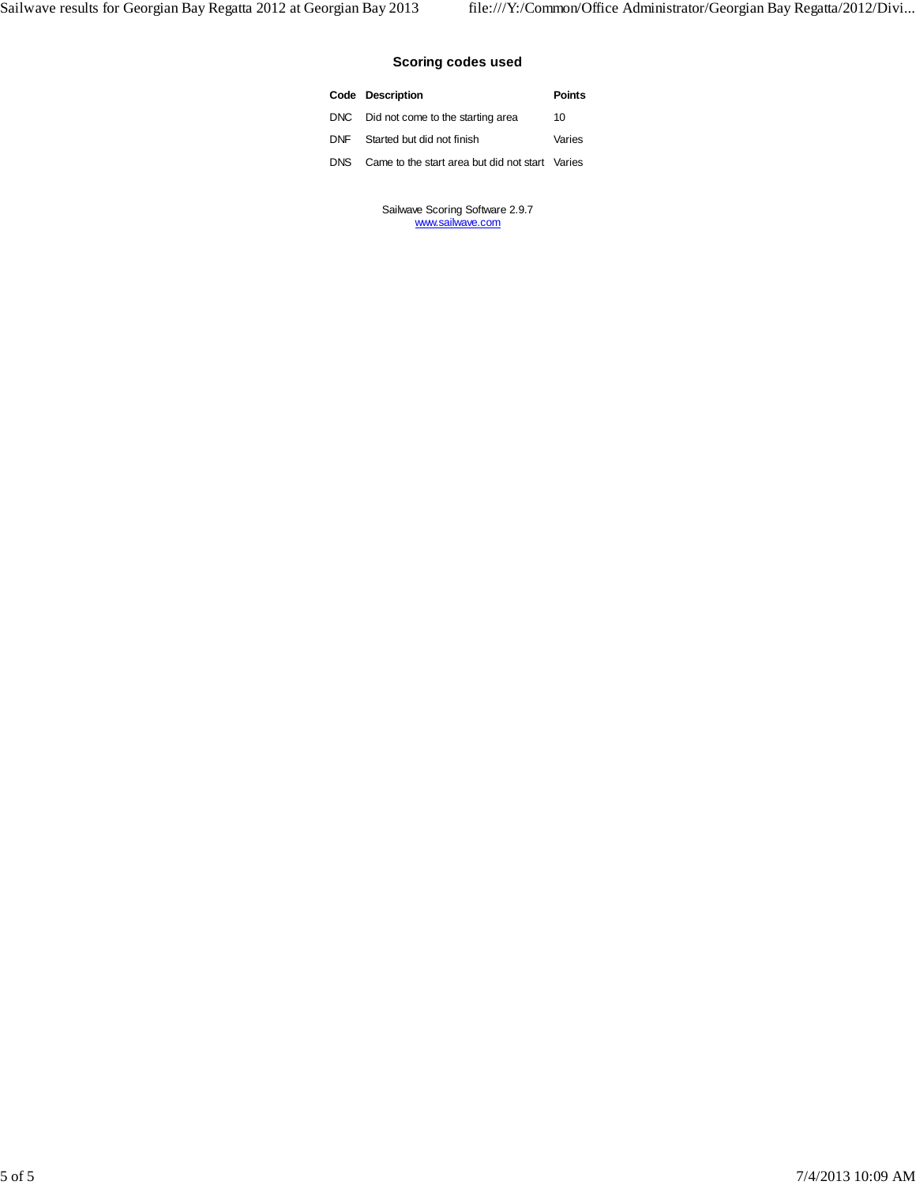### Scoring codes used

| Code | Description | Points |
| --- | --- | --- |
| DNC | Did not come to the starting area | 10 |
| DNF | Started but did not finish | Varies |
| DNS | Came to the start area but did not start | Varies |

Sailwave Scoring Software 2.9.7
www.sailwave.com